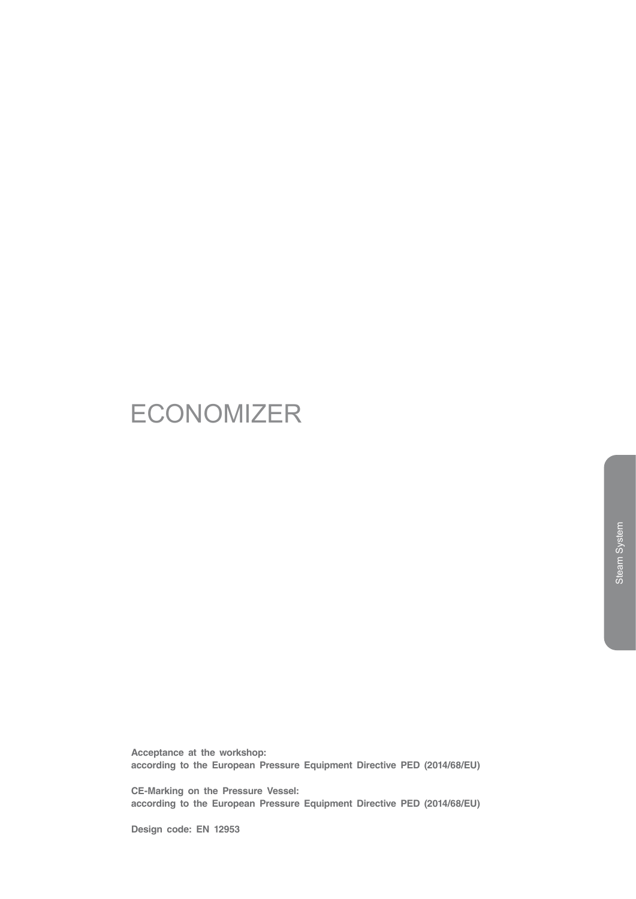# ECONOMIZER

**Acceptance at the workshop:**
**according to the European Pressure Equipment Directive PED (2014/68/EU)**

**CE-Marking on the Pressure Vessel:**
**according to the European Pressure Equipment Directive PED (2014/68/EU)**

**Design code: EN 12953**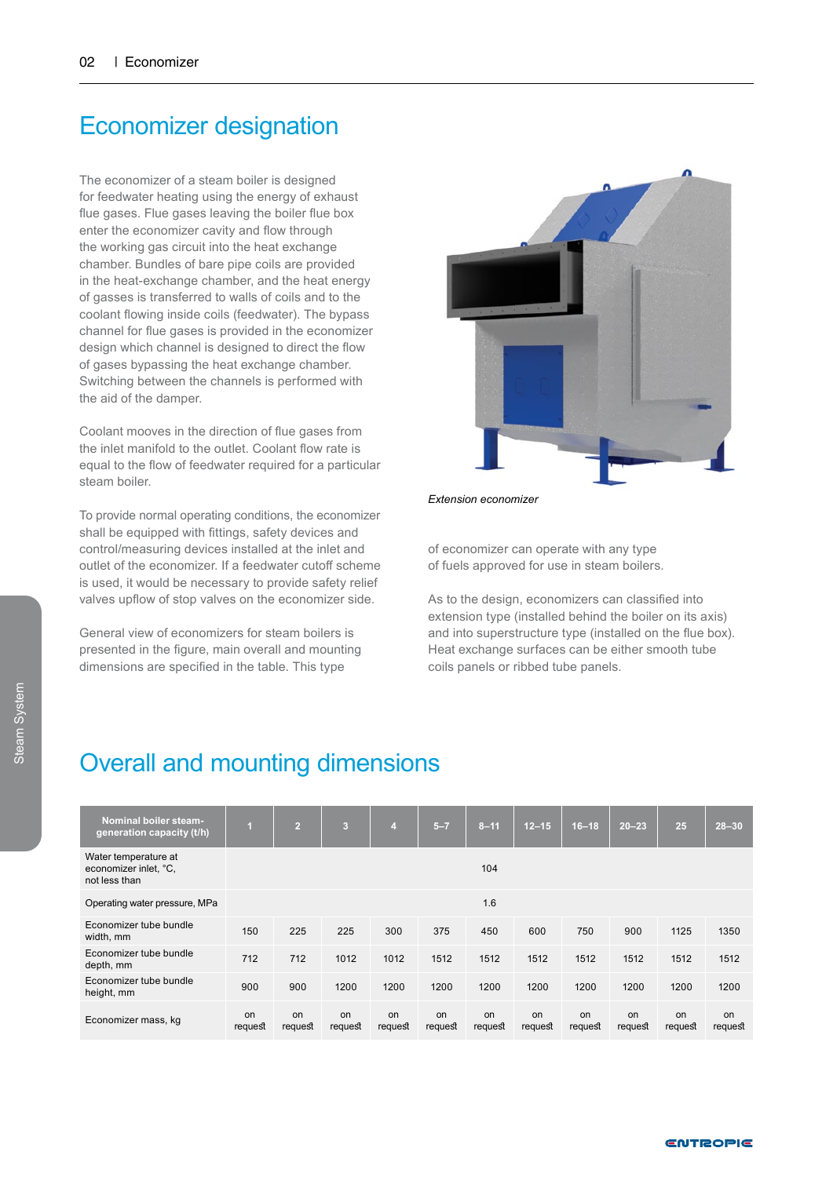# Economizer designation

The economizer of a steam boiler is designed for feedwater heating using the energy of exhaust flue gases. Flue gases leaving the boiler flue box enter the economizer cavity and flow through the working gas circuit into the heat exchange chamber. Bundles of bare pipe coils are provided in the heat-exchange chamber, and the heat energy of gasses is transferred to walls of coils and to the coolant flowing inside coils (feedwater). The bypass channel for flue gases is provided in the economizer design which channel is designed to direct the flow of gases bypassing the heat exchange chamber. Switching between the channels is performed with the aid of the damper.

Coolant mooves in the direction of flue gases from the inlet manifold to the outlet. Coolant flow rate is equal to the flow of feedwater required for a particular steam boiler.

To provide normal operating conditions, the economizer shall be equipped with fittings, safety devices and control/measuring devices installed at the inlet and outlet of the economizer. If a feedwater cutoff scheme is used, it would be necessary to provide safety relief valves upflow of stop valves on the economizer side.

General view of economizers for steam boilers is presented in the figure, main overall and mounting dimensions are specified in the table. This type of economizer can operate with any type of fuels approved for use in steam boilers.

*Extension economizer*

As to the design, economizers can classified into extension type (installed behind the boiler on its axis) and into superstructure type (installed on the flue box). Heat exchange surfaces can be either smooth tube coils panels or ribbed tube panels.

# Overall and mounting dimensions

| Nominal boiler steam-generation capacity (t/h) | 1 | 2 | 3 | 4 | 5–7 | 8–11 | 12–15 | 16–18 | 20–23 | 25 | 28–30 |
|---|---|---|---|---|---|---|---|---|---|---|---|
| Water temperature at economizer inlet, °C, not less than | 104 | | | | | | | | | | |
| Operating water pressure, MPa | 1.6 | | | | | | | | | | |
| Economizer tube bundle width, mm | 150 | 225 | 225 | 300 | 375 | 450 | 600 | 750 | 900 | 1125 | 1350 |
| Economizer tube bundle depth, mm | 712 | 712 | 1012 | 1012 | 1512 | 1512 | 1512 | 1512 | 1512 | 1512 | 1512 |
| Economizer tube bundle height, mm | 900 | 900 | 1200 | 1200 | 1200 | 1200 | 1200 | 1200 | 1200 | 1200 | 1200 |
| Economizer mass, kg | on request | on request | on request | on request | on request | on request | on request | on request | on request | on request | on request |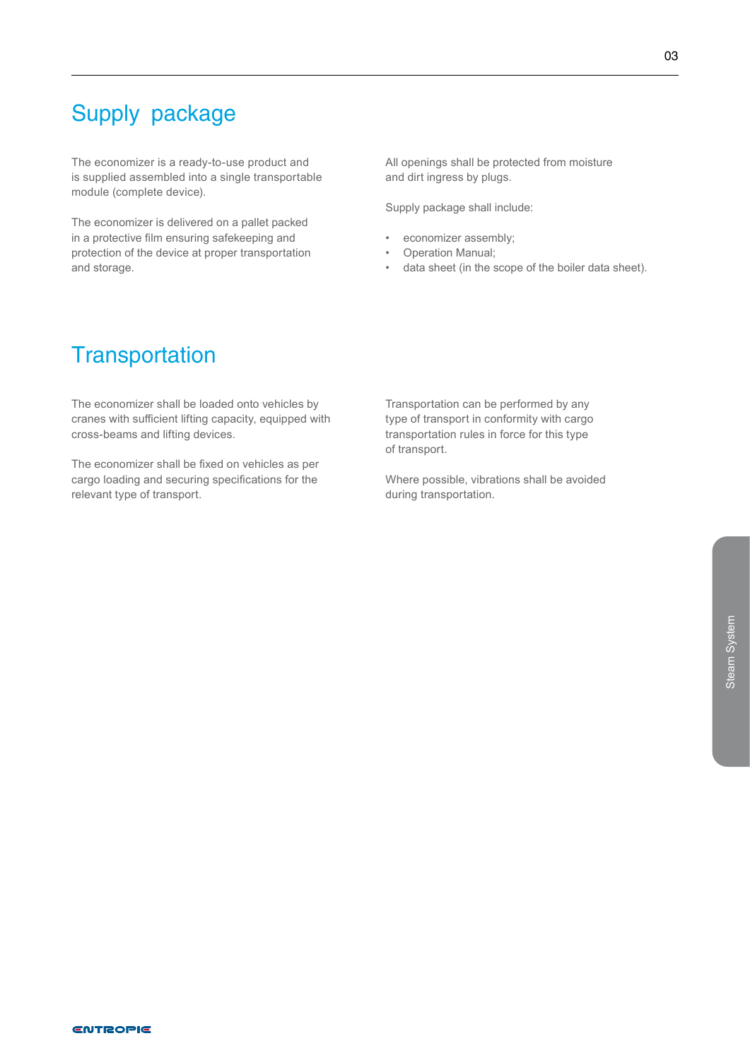## Supply package

The economizer is a ready-to-use product and is supplied assembled into a single transportable module (complete device).

The economizer is delivered on a pallet packed in a protective film ensuring safekeeping and protection of the device at proper transportation and storage.

All openings shall be protected from moisture and dirt ingress by plugs.

Supply package shall include:

- economizer assembly;
- Operation Manual;
- data sheet (in the scope of the boiler data sheet).

## Transportation

The economizer shall be loaded onto vehicles by cranes with sufficient lifting capacity, equipped with cross-beams and lifting devices.

The economizer shall be fixed on vehicles as per cargo loading and securing specifications for the relevant type of transport.

Transportation can be performed by any type of transport in conformity with cargo transportation rules in force for this type of transport.

Where possible, vibrations shall be avoided during transportation.